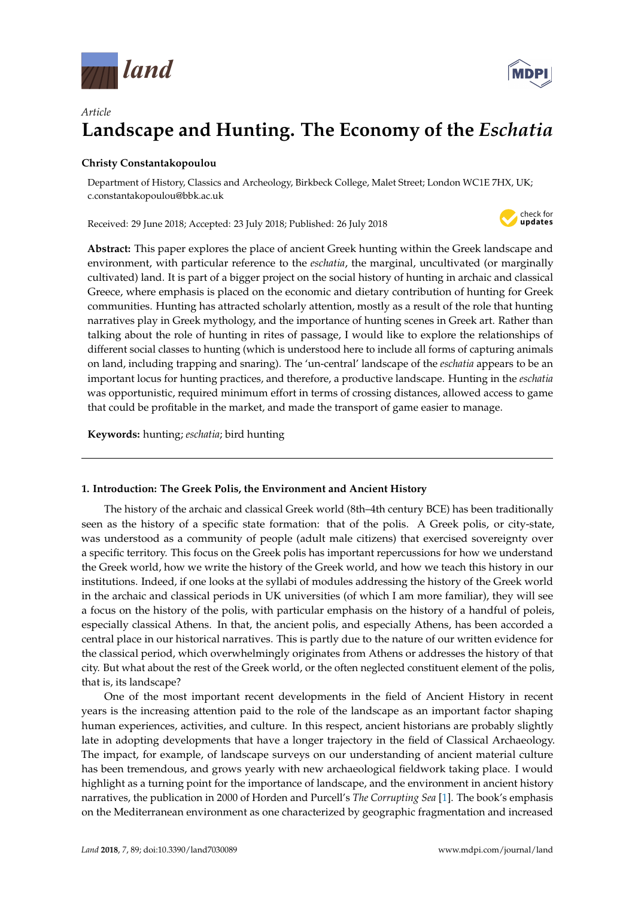*Article*

# Landscape and Hunting. The Economy of the *Eschatia*

**Christy Constantakopoulou**

Department of History, Classics and Archeology, Birkbeck College, Malet Street; London WC1E 7HX, UK; c.constantakopoulou@bbk.ac.uk

Received: 29 June 2018; Accepted: 23 July 2018; Published: 26 July 2018

**Abstract:** This paper explores the place of ancient Greek hunting within the Greek landscape and environment, with particular reference to the *eschatia*, the marginal, uncultivated (or marginally cultivated) land. It is part of a bigger project on the social history of hunting in archaic and classical Greece, where emphasis is placed on the economic and dietary contribution of hunting for Greek communities. Hunting has attracted scholarly attention, mostly as a result of the role that hunting narratives play in Greek mythology, and the importance of hunting scenes in Greek art. Rather than talking about the role of hunting in rites of passage, I would like to explore the relationships of different social classes to hunting (which is understood here to include all forms of capturing animals on land, including trapping and snaring). The 'un-central' landscape of the *eschatia* appears to be an important locus for hunting practices, and therefore, a productive landscape. Hunting in the *eschatia* was opportunistic, required minimum effort in terms of crossing distances, allowed access to game that could be profitable in the market, and made the transport of game easier to manage.

**Keywords:** hunting; *eschatia*; bird hunting

## 1. Introduction: The Greek Polis, the Environment and Ancient History

The history of the archaic and classical Greek world (8th–4th century BCE) has been traditionally seen as the history of a specific state formation: that of the polis. A Greek polis, or city-state, was understood as a community of people (adult male citizens) that exercised sovereignty over a specific territory. This focus on the Greek polis has important repercussions for how we understand the Greek world, how we write the history of the Greek world, and how we teach this history in our institutions. Indeed, if one looks at the syllabi of modules addressing the history of the Greek world in the archaic and classical periods in UK universities (of which I am more familiar), they will see a focus on the history of the polis, with particular emphasis on the history of a handful of poleis, especially classical Athens. In that, the ancient polis, and especially Athens, has been accorded a central place in our historical narratives. This is partly due to the nature of our written evidence for the classical period, which overwhelmingly originates from Athens or addresses the history of that city. But what about the rest of the Greek world, or the often neglected constituent element of the polis, that is, its landscape?

One of the most important recent developments in the field of Ancient History in recent years is the increasing attention paid to the role of the landscape as an important factor shaping human experiences, activities, and culture. In this respect, ancient historians are probably slightly late in adopting developments that have a longer trajectory in the field of Classical Archaeology. The impact, for example, of landscape surveys on our understanding of ancient material culture has been tremendous, and grows yearly with new archaeological fieldwork taking place. I would highlight as a turning point for the importance of landscape, and the environment in ancient history narratives, the publication in 2000 of Horden and Purcell's *The Corrupting Sea* [1]. The book's emphasis on the Mediterranean environment as one characterized by geographic fragmentation and increased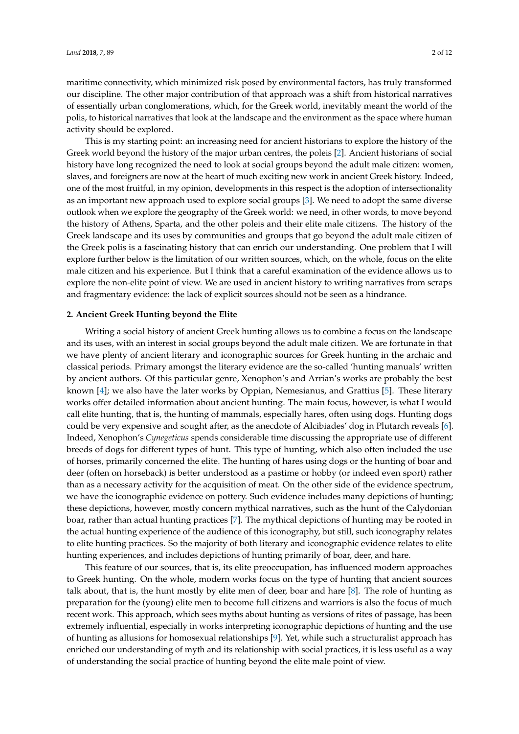maritime connectivity, which minimized risk posed by environmental factors, has truly transformed our discipline. The other major contribution of that approach was a shift from historical narratives of essentially urban conglomerations, which, for the Greek world, inevitably meant the world of the polis, to historical narratives that look at the landscape and the environment as the space where human activity should be explored.

This is my starting point: an increasing need for ancient historians to explore the history of the Greek world beyond the history of the major urban centres, the poleis [2]. Ancient historians of social history have long recognized the need to look at social groups beyond the adult male citizen: women, slaves, and foreigners are now at the heart of much exciting new work in ancient Greek history. Indeed, one of the most fruitful, in my opinion, developments in this respect is the adoption of intersectionality as an important new approach used to explore social groups [3]. We need to adopt the same diverse outlook when we explore the geography of the Greek world: we need, in other words, to move beyond the history of Athens, Sparta, and the other poleis and their elite male citizens. The history of the Greek landscape and its uses by communities and groups that go beyond the adult male citizen of the Greek polis is a fascinating history that can enrich our understanding. One problem that I will explore further below is the limitation of our written sources, which, on the whole, focus on the elite male citizen and his experience. But I think that a careful examination of the evidence allows us to explore the non-elite point of view. We are used in ancient history to writing narratives from scraps and fragmentary evidence: the lack of explicit sources should not be seen as a hindrance.

## 2. Ancient Greek Hunting beyond the Elite

Writing a social history of ancient Greek hunting allows us to combine a focus on the landscape and its uses, with an interest in social groups beyond the adult male citizen. We are fortunate in that we have plenty of ancient literary and iconographic sources for Greek hunting in the archaic and classical periods. Primary amongst the literary evidence are the so-called 'hunting manuals' written by ancient authors. Of this particular genre, Xenophon's and Arrian's works are probably the best known [4]; we also have the later works by Oppian, Nemesianus, and Grattius [5]. These literary works offer detailed information about ancient hunting. The main focus, however, is what I would call elite hunting, that is, the hunting of mammals, especially hares, often using dogs. Hunting dogs could be very expensive and sought after, as the anecdote of Alcibiades' dog in Plutarch reveals [6]. Indeed, Xenophon's *Cynegeticus* spends considerable time discussing the appropriate use of different breeds of dogs for different types of hunt. This type of hunting, which also often included the use of horses, primarily concerned the elite. The hunting of hares using dogs or the hunting of boar and deer (often on horseback) is better understood as a pastime or hobby (or indeed even sport) rather than as a necessary activity for the acquisition of meat. On the other side of the evidence spectrum, we have the iconographic evidence on pottery. Such evidence includes many depictions of hunting; these depictions, however, mostly concern mythical narratives, such as the hunt of the Calydonian boar, rather than actual hunting practices [7]. The mythical depictions of hunting may be rooted in the actual hunting experience of the audience of this iconography, but still, such iconography relates to elite hunting practices. So the majority of both literary and iconographic evidence relates to elite hunting experiences, and includes depictions of hunting primarily of boar, deer, and hare.

This feature of our sources, that is, its elite preoccupation, has influenced modern approaches to Greek hunting. On the whole, modern works focus on the type of hunting that ancient sources talk about, that is, the hunt mostly by elite men of deer, boar and hare [8]. The role of hunting as preparation for the (young) elite men to become full citizens and warriors is also the focus of much recent work. This approach, which sees myths about hunting as versions of rites of passage, has been extremely influential, especially in works interpreting iconographic depictions of hunting and the use of hunting as allusions for homosexual relationships [9]. Yet, while such a structuralist approach has enriched our understanding of myth and its relationship with social practices, it is less useful as a way of understanding the social practice of hunting beyond the elite male point of view.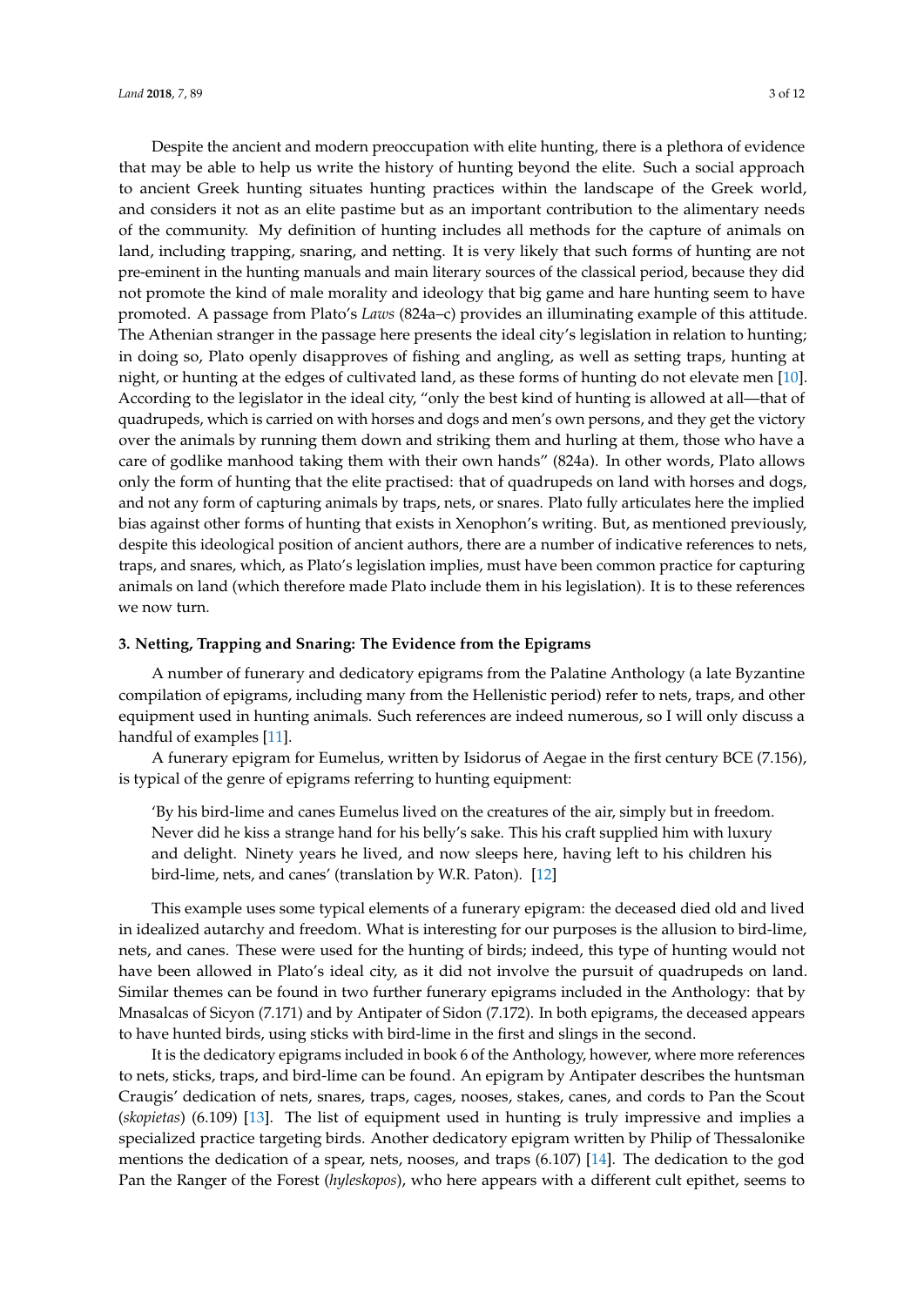Despite the ancient and modern preoccupation with elite hunting, there is a plethora of evidence that may be able to help us write the history of hunting beyond the elite. Such a social approach to ancient Greek hunting situates hunting practices within the landscape of the Greek world, and considers it not as an elite pastime but as an important contribution to the alimentary needs of the community. My definition of hunting includes all methods for the capture of animals on land, including trapping, snaring, and netting. It is very likely that such forms of hunting are not pre-eminent in the hunting manuals and main literary sources of the classical period, because they did not promote the kind of male morality and ideology that big game and hare hunting seem to have promoted. A passage from Plato's *Laws* (824a–c) provides an illuminating example of this attitude. The Athenian stranger in the passage here presents the ideal city's legislation in relation to hunting; in doing so, Plato openly disapproves of fishing and angling, as well as setting traps, hunting at night, or hunting at the edges of cultivated land, as these forms of hunting do not elevate men [10]. According to the legislator in the ideal city, "only the best kind of hunting is allowed at all—that of quadrupeds, which is carried on with horses and dogs and men's own persons, and they get the victory over the animals by running them down and striking them and hurling at them, those who have a care of godlike manhood taking them with their own hands" (824a). In other words, Plato allows only the form of hunting that the elite practised: that of quadrupeds on land with horses and dogs, and not any form of capturing animals by traps, nets, or snares. Plato fully articulates here the implied bias against other forms of hunting that exists in Xenophon's writing. But, as mentioned previously, despite this ideological position of ancient authors, there are a number of indicative references to nets, traps, and snares, which, as Plato's legislation implies, must have been common practice for capturing animals on land (which therefore made Plato include them in his legislation). It is to these references we now turn.

### 3. Netting, Trapping and Snaring: The Evidence from the Epigrams

A number of funerary and dedicatory epigrams from the Palatine Anthology (a late Byzantine compilation of epigrams, including many from the Hellenistic period) refer to nets, traps, and other equipment used in hunting animals. Such references are indeed numerous, so I will only discuss a handful of examples [11].

A funerary epigram for Eumelus, written by Isidorus of Aegae in the first century BCE (7.156), is typical of the genre of epigrams referring to hunting equipment:

> 'By his bird-lime and canes Eumelus lived on the creatures of the air, simply but in freedom. Never did he kiss a strange hand for his belly's sake. This his craft supplied him with luxury and delight. Ninety years he lived, and now sleeps here, having left to his children his bird-lime, nets, and canes' (translation by W.R. Paton). [12]

This example uses some typical elements of a funerary epigram: the deceased died old and lived in idealized autarchy and freedom. What is interesting for our purposes is the allusion to bird-lime, nets, and canes. These were used for the hunting of birds; indeed, this type of hunting would not have been allowed in Plato's ideal city, as it did not involve the pursuit of quadrupeds on land. Similar themes can be found in two further funerary epigrams included in the Anthology: that by Mnasalcas of Sicyon (7.171) and by Antipater of Sidon (7.172). In both epigrams, the deceased appears to have hunted birds, using sticks with bird-lime in the first and slings in the second.

It is the dedicatory epigrams included in book 6 of the Anthology, however, where more references to nets, sticks, traps, and bird-lime can be found. An epigram by Antipater describes the huntsman Craugis' dedication of nets, snares, traps, cages, nooses, stakes, canes, and cords to Pan the Scout (*skopietas*) (6.109) [13]. The list of equipment used in hunting is truly impressive and implies a specialized practice targeting birds. Another dedicatory epigram written by Philip of Thessalonike mentions the dedication of a spear, nets, nooses, and traps (6.107) [14]. The dedication to the god Pan the Ranger of the Forest (*hyleskopos*), who here appears with a different cult epithet, seems to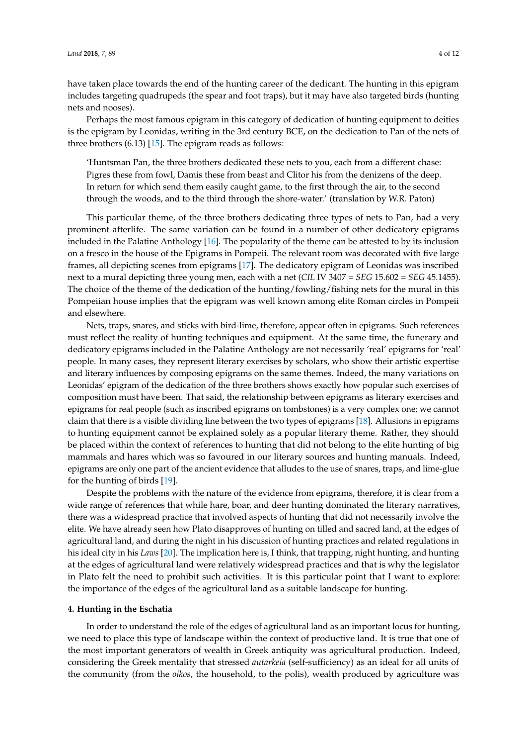have taken place towards the end of the hunting career of the dedicant. The hunting in this epigram includes targeting quadrupeds (the spear and foot traps), but it may have also targeted birds (hunting nets and nooses).

Perhaps the most famous epigram in this category of dedication of hunting equipment to deities is the epigram by Leonidas, writing in the 3rd century BCE, on the dedication to Pan of the nets of three brothers (6.13) [15]. The epigram reads as follows:

> 'Huntsman Pan, the three brothers dedicated these nets to you, each from a different chase: Pigres these from fowl, Damis these from beast and Clitor his from the denizens of the deep. In return for which send them easily caught game, to the first through the air, to the second through the woods, and to the third through the shore-water.' (translation by W.R. Paton)

This particular theme, of the three brothers dedicating three types of nets to Pan, had a very prominent afterlife. The same variation can be found in a number of other dedicatory epigrams included in the Palatine Anthology [16]. The popularity of the theme can be attested to by its inclusion on a fresco in the house of the Epigrams in Pompeii. The relevant room was decorated with five large frames, all depicting scenes from epigrams [17]. The dedicatory epigram of Leonidas was inscribed next to a mural depicting three young men, each with a net (*CIL* IV 3407 = *SEG* 15.602 = *SEG* 45.1455). The choice of the theme of the dedication of the hunting/fowling/fishing nets for the mural in this Pompeiian house implies that the epigram was well known among elite Roman circles in Pompeii and elsewhere.

Nets, traps, snares, and sticks with bird-lime, therefore, appear often in epigrams. Such references must reflect the reality of hunting techniques and equipment. At the same time, the funerary and dedicatory epigrams included in the Palatine Anthology are not necessarily 'real' epigrams for 'real' people. In many cases, they represent literary exercises by scholars, who show their artistic expertise and literary influences by composing epigrams on the same themes. Indeed, the many variations on Leonidas' epigram of the dedication of the three brothers shows exactly how popular such exercises of composition must have been. That said, the relationship between epigrams as literary exercises and epigrams for real people (such as inscribed epigrams on tombstones) is a very complex one; we cannot claim that there is a visible dividing line between the two types of epigrams [18]. Allusions in epigrams to hunting equipment cannot be explained solely as a popular literary theme. Rather, they should be placed within the context of references to hunting that did not belong to the elite hunting of big mammals and hares which was so favoured in our literary sources and hunting manuals. Indeed, epigrams are only one part of the ancient evidence that alludes to the use of snares, traps, and lime-glue for the hunting of birds [19].

Despite the problems with the nature of the evidence from epigrams, therefore, it is clear from a wide range of references that while hare, boar, and deer hunting dominated the literary narratives, there was a widespread practice that involved aspects of hunting that did not necessarily involve the elite. We have already seen how Plato disapproves of hunting on tilled and sacred land, at the edges of agricultural land, and during the night in his discussion of hunting practices and related regulations in his ideal city in his *Laws* [20]. The implication here is, I think, that trapping, night hunting, and hunting at the edges of agricultural land were relatively widespread practices and that is why the legislator in Plato felt the need to prohibit such activities. It is this particular point that I want to explore: the importance of the edges of the agricultural land as a suitable landscape for hunting.

## 4. Hunting in the Eschatia

In order to understand the role of the edges of agricultural land as an important locus for hunting, we need to place this type of landscape within the context of productive land. It is true that one of the most important generators of wealth in Greek antiquity was agricultural production. Indeed, considering the Greek mentality that stressed *autarkeia* (self-sufficiency) as an ideal for all units of the community (from the *oikos*, the household, to the polis), wealth produced by agriculture was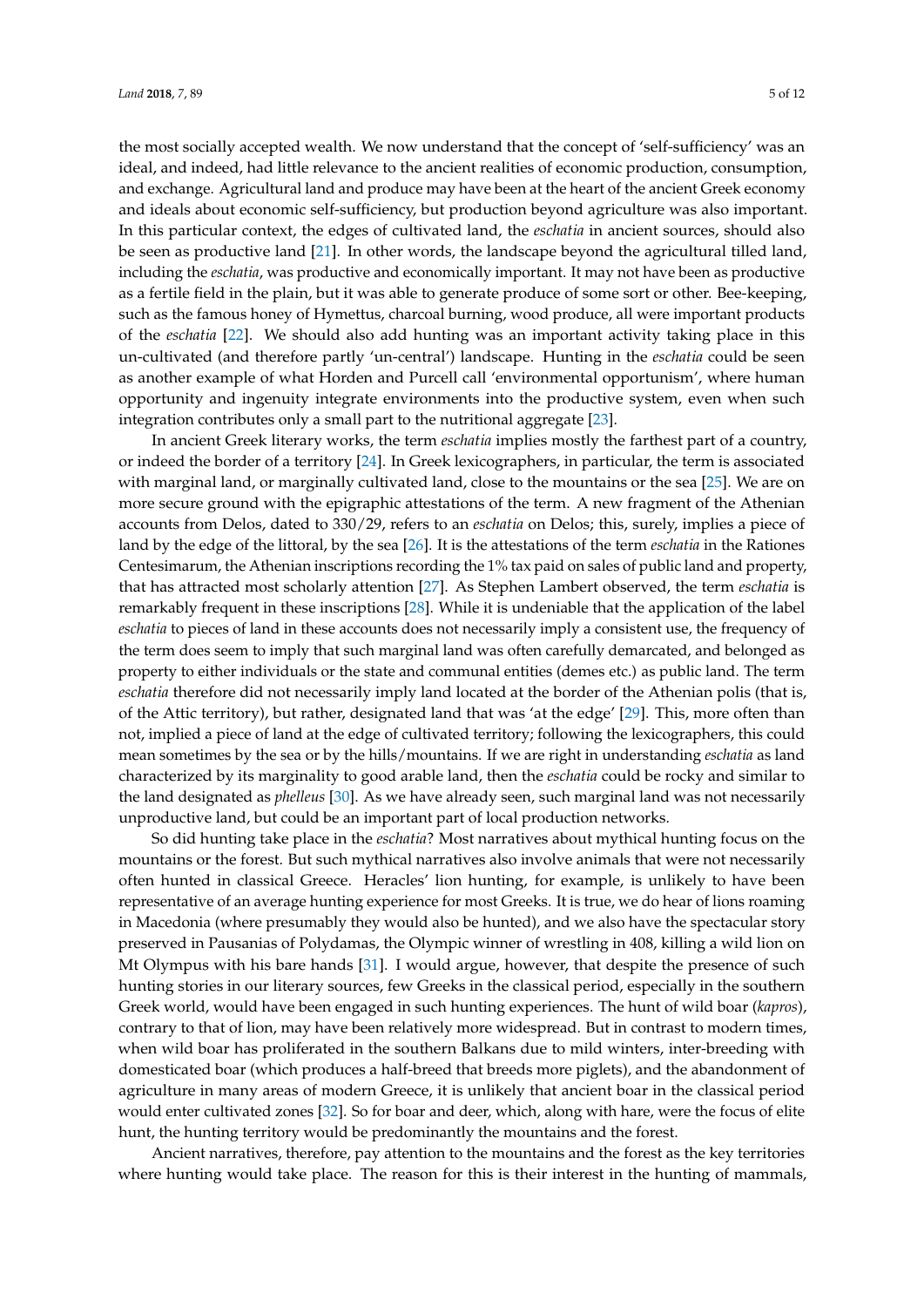the most socially accepted wealth. We now understand that the concept of 'self-sufficiency' was an ideal, and indeed, had little relevance to the ancient realities of economic production, consumption, and exchange. Agricultural land and produce may have been at the heart of the ancient Greek economy and ideals about economic self-sufficiency, but production beyond agriculture was also important. In this particular context, the edges of cultivated land, the *eschatia* in ancient sources, should also be seen as productive land [21]. In other words, the landscape beyond the agricultural tilled land, including the *eschatia*, was productive and economically important. It may not have been as productive as a fertile field in the plain, but it was able to generate produce of some sort or other. Bee-keeping, such as the famous honey of Hymettus, charcoal burning, wood produce, all were important products of the *eschatia* [22]. We should also add hunting was an important activity taking place in this un-cultivated (and therefore partly 'un-central') landscape. Hunting in the *eschatia* could be seen as another example of what Horden and Purcell call 'environmental opportunism', where human opportunity and ingenuity integrate environments into the productive system, even when such integration contributes only a small part to the nutritional aggregate [23].

In ancient Greek literary works, the term *eschatia* implies mostly the farthest part of a country, or indeed the border of a territory [24]. In Greek lexicographers, in particular, the term is associated with marginal land, or marginally cultivated land, close to the mountains or the sea [25]. We are on more secure ground with the epigraphic attestations of the term. A new fragment of the Athenian accounts from Delos, dated to 330/29, refers to an *eschatia* on Delos; this, surely, implies a piece of land by the edge of the littoral, by the sea [26]. It is the attestations of the term *eschatia* in the Rationes Centesimarum, the Athenian inscriptions recording the 1% tax paid on sales of public land and property, that has attracted most scholarly attention [27]. As Stephen Lambert observed, the term *eschatia* is remarkably frequent in these inscriptions [28]. While it is undeniable that the application of the label *eschatia* to pieces of land in these accounts does not necessarily imply a consistent use, the frequency of the term does seem to imply that such marginal land was often carefully demarcated, and belonged as property to either individuals or the state and communal entities (demes etc.) as public land. The term *eschatia* therefore did not necessarily imply land located at the border of the Athenian polis (that is, of the Attic territory), but rather, designated land that was 'at the edge' [29]. This, more often than not, implied a piece of land at the edge of cultivated territory; following the lexicographers, this could mean sometimes by the sea or by the hills/mountains. If we are right in understanding *eschatia* as land characterized by its marginality to good arable land, then the *eschatia* could be rocky and similar to the land designated as *phelleus* [30]. As we have already seen, such marginal land was not necessarily unproductive land, but could be an important part of local production networks.

So did hunting take place in the *eschatia*? Most narratives about mythical hunting focus on the mountains or the forest. But such mythical narratives also involve animals that were not necessarily often hunted in classical Greece. Heracles' lion hunting, for example, is unlikely to have been representative of an average hunting experience for most Greeks. It is true, we do hear of lions roaming in Macedonia (where presumably they would also be hunted), and we also have the spectacular story preserved in Pausanias of Polydamas, the Olympic winner of wrestling in 408, killing a wild lion on Mt Olympus with his bare hands [31]. I would argue, however, that despite the presence of such hunting stories in our literary sources, few Greeks in the classical period, especially in the southern Greek world, would have been engaged in such hunting experiences. The hunt of wild boar (*kapros*), contrary to that of lion, may have been relatively more widespread. But in contrast to modern times, when wild boar has proliferated in the southern Balkans due to mild winters, inter-breeding with domesticated boar (which produces a half-breed that breeds more piglets), and the abandonment of agriculture in many areas of modern Greece, it is unlikely that ancient boar in the classical period would enter cultivated zones [32]. So for boar and deer, which, along with hare, were the focus of elite hunt, the hunting territory would be predominantly the mountains and the forest.

Ancient narratives, therefore, pay attention to the mountains and the forest as the key territories where hunting would take place. The reason for this is their interest in the hunting of mammals,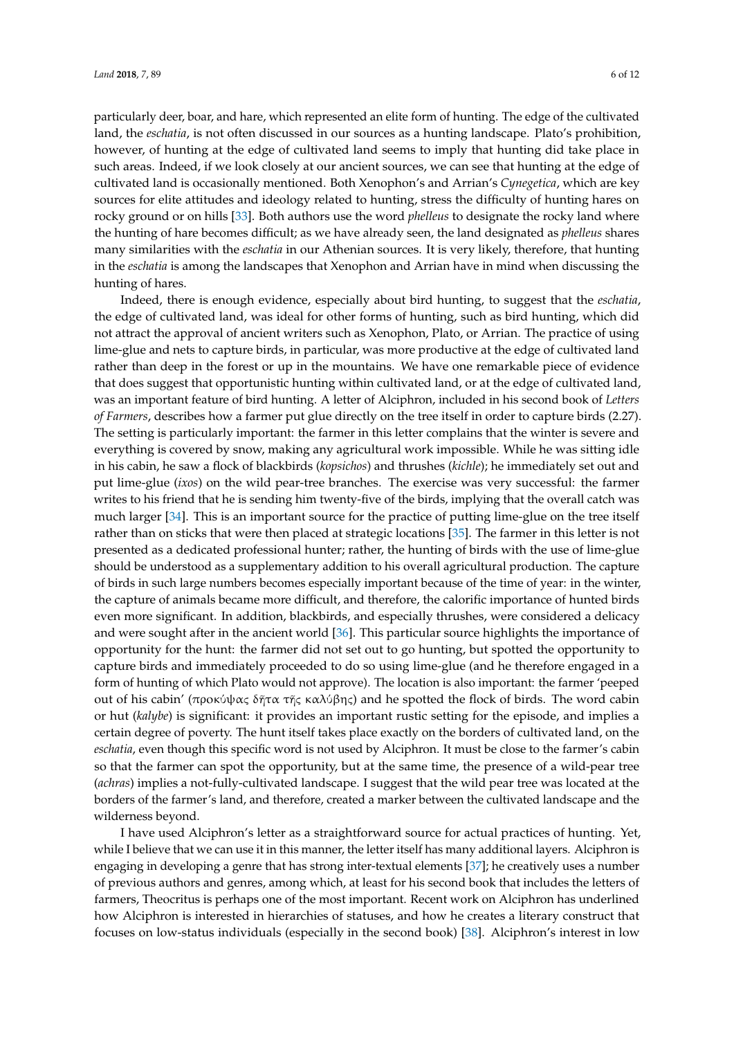particularly deer, boar, and hare, which represented an elite form of hunting. The edge of the cultivated land, the *eschatia*, is not often discussed in our sources as a hunting landscape. Plato's prohibition, however, of hunting at the edge of cultivated land seems to imply that hunting did take place in such areas. Indeed, if we look closely at our ancient sources, we can see that hunting at the edge of cultivated land is occasionally mentioned. Both Xenophon's and Arrian's *Cynegetica*, which are key sources for elite attitudes and ideology related to hunting, stress the difficulty of hunting hares on rocky ground or on hills [33]. Both authors use the word *phelleus* to designate the rocky land where the hunting of hare becomes difficult; as we have already seen, the land designated as *phelleus* shares many similarities with the *eschatia* in our Athenian sources. It is very likely, therefore, that hunting in the *eschatia* is among the landscapes that Xenophon and Arrian have in mind when discussing the hunting of hares.

Indeed, there is enough evidence, especially about bird hunting, to suggest that the *eschatia*, the edge of cultivated land, was ideal for other forms of hunting, such as bird hunting, which did not attract the approval of ancient writers such as Xenophon, Plato, or Arrian. The practice of using lime-glue and nets to capture birds, in particular, was more productive at the edge of cultivated land rather than deep in the forest or up in the mountains. We have one remarkable piece of evidence that does suggest that opportunistic hunting within cultivated land, or at the edge of cultivated land, was an important feature of bird hunting. A letter of Alciphron, included in his second book of *Letters of Farmers*, describes how a farmer put glue directly on the tree itself in order to capture birds (2.27). The setting is particularly important: the farmer in this letter complains that the winter is severe and everything is covered by snow, making any agricultural work impossible. While he was sitting idle in his cabin, he saw a flock of blackbirds (*kopsichos*) and thrushes (*kichle*); he immediately set out and put lime-glue (*ixos*) on the wild pear-tree branches. The exercise was very successful: the farmer writes to his friend that he is sending him twenty-five of the birds, implying that the overall catch was much larger [34]. This is an important source for the practice of putting lime-glue on the tree itself rather than on sticks that were then placed at strategic locations [35]. The farmer in this letter is not presented as a dedicated professional hunter; rather, the hunting of birds with the use of lime-glue should be understood as a supplementary addition to his overall agricultural production. The capture of birds in such large numbers becomes especially important because of the time of year: in the winter, the capture of animals became more difficult, and therefore, the calorific importance of hunted birds even more significant. In addition, blackbirds, and especially thrushes, were considered a delicacy and were sought after in the ancient world [36]. This particular source highlights the importance of opportunity for the hunt: the farmer did not set out to go hunting, but spotted the opportunity to capture birds and immediately proceeded to do so using lime-glue (and he therefore engaged in a form of hunting of which Plato would not approve). The location is also important: the farmer 'peeped out of his cabin' (προκύψας δῆτα τῆς καλύβης) and he spotted the flock of birds. The word cabin or hut (*kalybe*) is significant: it provides an important rustic setting for the episode, and implies a certain degree of poverty. The hunt itself takes place exactly on the borders of cultivated land, on the *eschatia*, even though this specific word is not used by Alciphron. It must be close to the farmer's cabin so that the farmer can spot the opportunity, but at the same time, the presence of a wild-pear tree (*achras*) implies a not-fully-cultivated landscape. I suggest that the wild pear tree was located at the borders of the farmer's land, and therefore, created a marker between the cultivated landscape and the wilderness beyond.

I have used Alciphron's letter as a straightforward source for actual practices of hunting. Yet, while I believe that we can use it in this manner, the letter itself has many additional layers. Alciphron is engaging in developing a genre that has strong inter-textual elements [37]; he creatively uses a number of previous authors and genres, among which, at least for his second book that includes the letters of farmers, Theocritus is perhaps one of the most important. Recent work on Alciphron has underlined how Alciphron is interested in hierarchies of statuses, and how he creates a literary construct that focuses on low-status individuals (especially in the second book) [38]. Alciphron's interest in low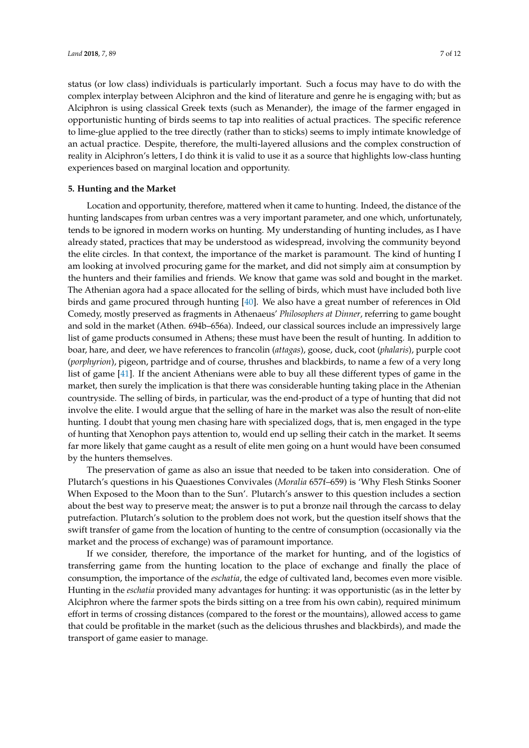status (or low class) individuals is particularly important. Such a focus may have to do with the complex interplay between Alciphron and the kind of literature and genre he is engaging with; but as Alciphron is using classical Greek texts (such as Menander), the image of the farmer engaged in opportunistic hunting of birds seems to tap into realities of actual practices. The specific reference to lime-glue applied to the tree directly (rather than to sticks) seems to imply intimate knowledge of an actual practice. Despite, therefore, the multi-layered allusions and the complex construction of reality in Alciphron's letters, I do think it is valid to use it as a source that highlights low-class hunting experiences based on marginal location and opportunity.

## 5. Hunting and the Market

Location and opportunity, therefore, mattered when it came to hunting. Indeed, the distance of the hunting landscapes from urban centres was a very important parameter, and one which, unfortunately, tends to be ignored in modern works on hunting. My understanding of hunting includes, as I have already stated, practices that may be understood as widespread, involving the community beyond the elite circles. In that context, the importance of the market is paramount. The kind of hunting I am looking at involved procuring game for the market, and did not simply aim at consumption by the hunters and their families and friends. We know that game was sold and bought in the market. The Athenian agora had a space allocated for the selling of birds, which must have included both live birds and game procured through hunting [40]. We also have a great number of references in Old Comedy, mostly preserved as fragments in Athenaeus' *Philosophers at Dinner*, referring to game bought and sold in the market (Athen. 694b–656a). Indeed, our classical sources include an impressively large list of game products consumed in Athens; these must have been the result of hunting. In addition to boar, hare, and deer, we have references to francolin (*attagas*), goose, duck, coot (*phalaris*), purple coot (*porphyrion*), pigeon, partridge and of course, thrushes and blackbirds, to name a few of a very long list of game [41]. If the ancient Athenians were able to buy all these different types of game in the market, then surely the implication is that there was considerable hunting taking place in the Athenian countryside. The selling of birds, in particular, was the end-product of a type of hunting that did not involve the elite. I would argue that the selling of hare in the market was also the result of non-elite hunting. I doubt that young men chasing hare with specialized dogs, that is, men engaged in the type of hunting that Xenophon pays attention to, would end up selling their catch in the market. It seems far more likely that game caught as a result of elite men going on a hunt would have been consumed by the hunters themselves.

The preservation of game as also an issue that needed to be taken into consideration. One of Plutarch's questions in his Quaestiones Convivales (*Moralia* 657f–659) is 'Why Flesh Stinks Sooner When Exposed to the Moon than to the Sun'. Plutarch's answer to this question includes a section about the best way to preserve meat; the answer is to put a bronze nail through the carcass to delay putrefaction. Plutarch's solution to the problem does not work, but the question itself shows that the swift transfer of game from the location of hunting to the centre of consumption (occasionally via the market and the process of exchange) was of paramount importance.

If we consider, therefore, the importance of the market for hunting, and of the logistics of transferring game from the hunting location to the place of exchange and finally the place of consumption, the importance of the *eschatia*, the edge of cultivated land, becomes even more visible. Hunting in the *eschatia* provided many advantages for hunting: it was opportunistic (as in the letter by Alciphron where the farmer spots the birds sitting on a tree from his own cabin), required minimum effort in terms of crossing distances (compared to the forest or the mountains), allowed access to game that could be profitable in the market (such as the delicious thrushes and blackbirds), and made the transport of game easier to manage.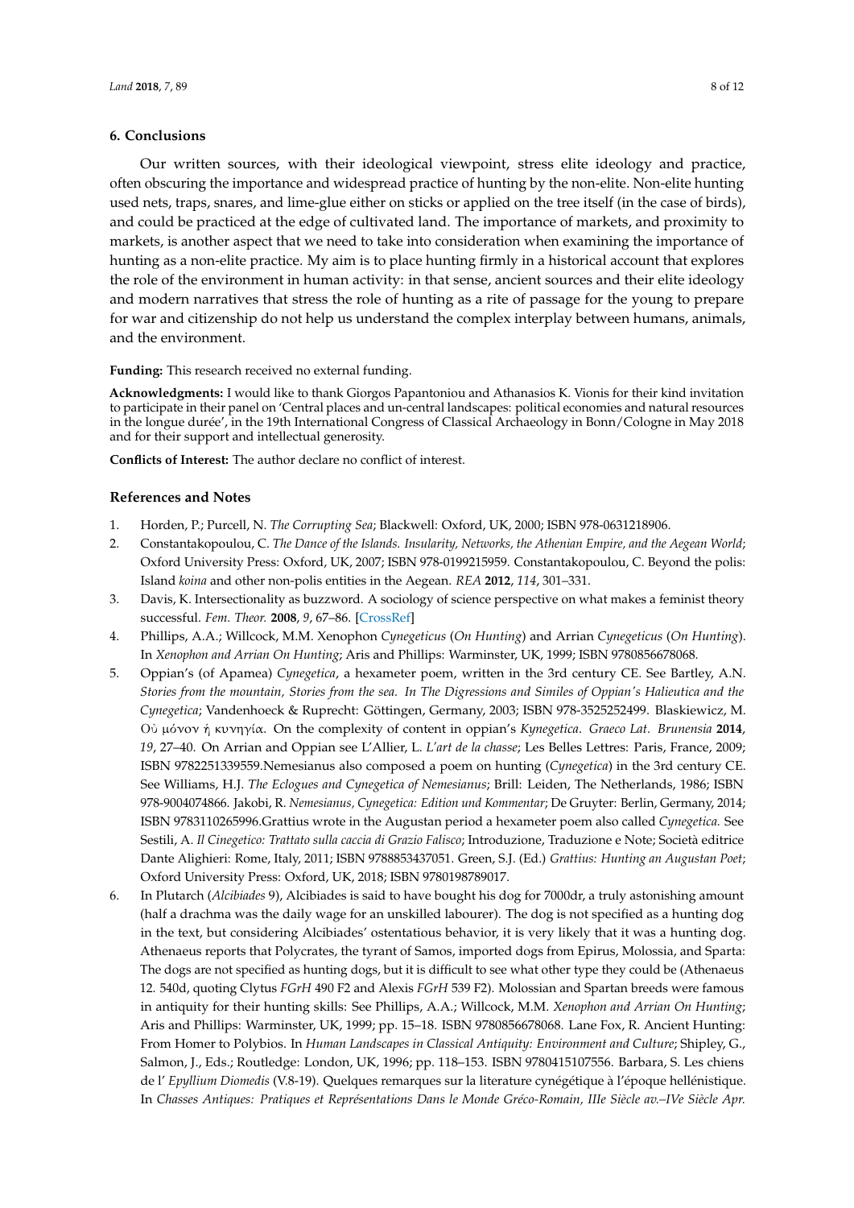## 6. Conclusions

Our written sources, with their ideological viewpoint, stress elite ideology and practice, often obscuring the importance and widespread practice of hunting by the non-elite. Non-elite hunting used nets, traps, snares, and lime-glue either on sticks or applied on the tree itself (in the case of birds), and could be practiced at the edge of cultivated land. The importance of markets, and proximity to markets, is another aspect that we need to take into consideration when examining the importance of hunting as a non-elite practice. My aim is to place hunting firmly in a historical account that explores the role of the environment in human activity: in that sense, ancient sources and their elite ideology and modern narratives that stress the role of hunting as a rite of passage for the young to prepare for war and citizenship do not help us understand the complex interplay between humans, animals, and the environment.

**Funding:** This research received no external funding.

**Acknowledgments:** I would like to thank Giorgos Papantoniou and Athanasios K. Vionis for their kind invitation to participate in their panel on 'Central places and un-central landscapes: political economies and natural resources in the longue durée', in the 19th International Congress of Classical Archaeology in Bonn/Cologne in May 2018 and for their support and intellectual generosity.

**Conflicts of Interest:** The author declare no conflict of interest.

### References and Notes

1. Horden, P.; Purcell, N. *The Corrupting Sea*; Blackwell: Oxford, UK, 2000; ISBN 978-0631218906.
2. Constantakopoulou, C. *The Dance of the Islands. Insularity, Networks, the Athenian Empire, and the Aegean World*; Oxford University Press: Oxford, UK, 2007; ISBN 978-0199215959. Constantakopoulou, C. Beyond the polis: Island *koina* and other non-polis entities in the Aegean. *REA* **2012**, *114*, 301–331.
3. Davis, K. Intersectionality as buzzword. A sociology of science perspective on what makes a feminist theory successful. *Fem. Theor.* **2008**, *9*, 67–86. [CrossRef]
4. Phillips, A.A.; Willcock, M.M. Xenophon *Cynegeticus* (*On Hunting*) and Arrian *Cynegeticus* (*On Hunting*). In *Xenophon and Arrian On Hunting*; Aris and Phillips: Warminster, UK, 1999; ISBN 9780856678068.
5. Oppian's (of Apamea) *Cynegetica*, a hexameter poem, written in the 3rd century CE. See Bartley, A.N. *Stories from the mountain, Stories from the sea. In The Digressions and Similes of Oppian's Halieutica and the Cynegetica*; Vandenhoeck & Ruprecht: Göttingen, Germany, 2003; ISBN 978-3525252499. Blaskiewicz, M. Οὐ μόνον ἡ κυνηγία. On the complexity of content in oppian's *Kynegetica*. *Graeco Lat. Brunensia* **2014**, *19*, 27–40. On Arrian and Oppian see L'Allier, L. *L'art de la chasse*; Les Belles Lettres: Paris, France, 2009; ISBN 9782251339559.Nemesianus also composed a poem on hunting (*Cynegetica*) in the 3rd century CE. See Williams, H.J. *The Eclogues and Cynegetica of Nemesianus*; Brill: Leiden, The Netherlands, 1986; ISBN 978-9004074866. Jakobi, R. *Nemesianus, Cynegetica: Edition und Kommentar*; De Gruyter: Berlin, Germany, 2014; ISBN 9783110265996.Grattius wrote in the Augustan period a hexameter poem also called *Cynegetica.* See Sestili, A. *Il Cinegetico: Trattato sulla caccia di Grazio Falisco*; Introduzione, Traduzione e Note; Società editrice Dante Alighieri: Rome, Italy, 2011; ISBN 9788853437051. Green, S.J. (Ed.) *Grattius: Hunting an Augustan Poet*; Oxford University Press: Oxford, UK, 2018; ISBN 9780198789017.
6. In Plutarch (*Alcibiades* 9), Alcibiades is said to have bought his dog for 7000dr, a truly astonishing amount (half a drachma was the daily wage for an unskilled labourer). The dog is not specified as a hunting dog in the text, but considering Alcibiades' ostentatious behavior, it is very likely that it was a hunting dog. Athenaeus reports that Polycrates, the tyrant of Samos, imported dogs from Epirus, Molossia, and Sparta: The dogs are not specified as hunting dogs, but it is difficult to see what other type they could be (Athenaeus 12. 540d, quoting Clytus *FGrH* 490 F2 and Alexis *FGrH* 539 F2). Molossian and Spartan breeds were famous in antiquity for their hunting skills: See Phillips, A.A.; Willcock, M.M. *Xenophon and Arrian On Hunting*; Aris and Phillips: Warminster, UK, 1999; pp. 15–18. ISBN 9780856678068. Lane Fox, R. Ancient Hunting: From Homer to Polybios. In *Human Landscapes in Classical Antiquity: Environment and Culture*; Shipley, G., Salmon, J., Eds.; Routledge: London, UK, 1996; pp. 118–153. ISBN 9780415107556. Barbara, S. Les chiens de l' *Epyllium Diomedis* (V.8-19). Quelques remarques sur la literature cynégétique à l'époque hellénistique. In *Chasses Antiques: Pratiques et Représentations Dans le Monde Gréco-Romain, IIIe Siècle av.–IVe Siècle Apr.*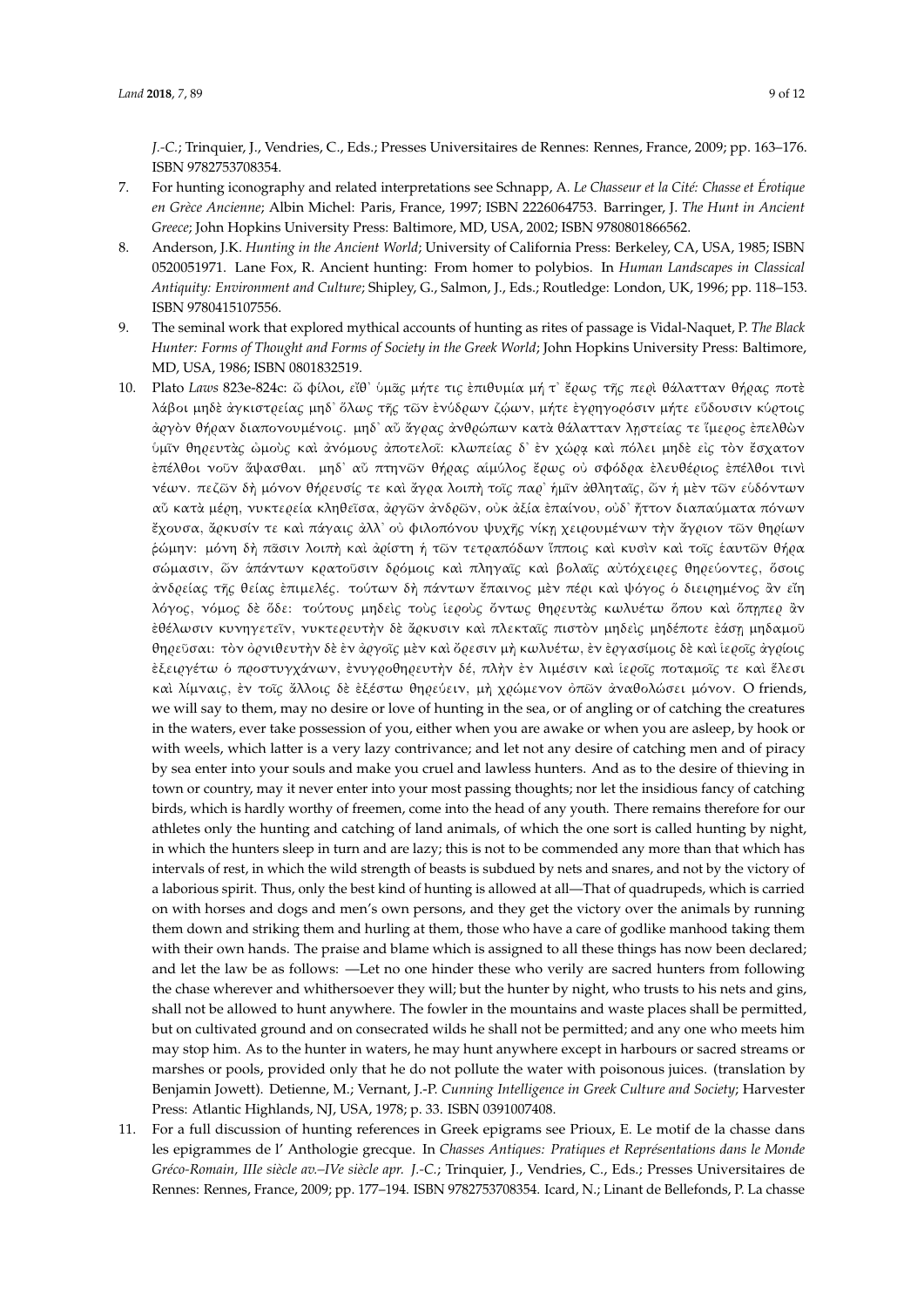*J.-C.*; Trinquier, J., Vendries, C., Eds.; Presses Universitaires de Rennes: Rennes, France, 2009; pp. 163–176. ISBN 9782753708354.

7. For hunting iconography and related interpretations see Schnapp, A. *Le Chasseur et la Cité: Chasse et Érotique en Grèce Ancienne*; Albin Michel: Paris, France, 1997; ISBN 2226064753. Barringer, J. *The Hunt in Ancient Greece*; John Hopkins University Press: Baltimore, MD, USA, 2002; ISBN 9780801866562.
8. Anderson, J.K. *Hunting in the Ancient World*; University of California Press: Berkeley, CA, USA, 1985; ISBN 0520051971. Lane Fox, R. Ancient hunting: From homer to polybios. In *Human Landscapes in Classical Antiquity: Environment and Culture*; Shipley, G., Salmon, J., Eds.; Routledge: London, UK, 1996; pp. 118–153. ISBN 9780415107556.
9. The seminal work that explored mythical accounts of hunting as rites of passage is Vidal-Naquet, P. *The Black Hunter: Forms of Thought and Forms of Society in the Greek World*; John Hopkins University Press: Baltimore, MD, USA, 1986; ISBN 0801832519.
10. Plato *Laws* 823e-824c: ὦ φίλοι, εἴθ᾽ ὑμᾶς μήτε τις ἐπιθυμία μή τ᾽ ἔρως τῆς περὶ θάλατταν θήρας ποτὲ λάβοι μηδὲ ἀγκιστρείας μηδ᾽ ὅλως τῆς τῶν ἐνύδρων ζῴων, μήτε ἐγρηγορόσιν μήτε εὕδουσιν κύρτοις ἀργὸν θήραν διαπονουμένοις. μηδ᾽ αὖ ἄγρας ἀνθρώπων κατὰ θάλατταν λῃστείας τε ἵμερος ἐπελθὼν ὑμῖν θηρευτὰς ὠμοὺς καὶ ἀνόμους ἀποτελοῖ: κλωπείας δ᾽ ἐν χώρᾳ καὶ πόλει μηδὲ εἰς τὸν ἔσχατον ἐπέλθοι νοῦν ἅψασθαι. μηδ᾽ αὖ πτηνῶν θήρας αἱμύλος ἔρως οὐ σφόδρα ἐλευθέριος ἐπέλθοι τινὶ νέων. πεζῶν δὴ μόνον θήρευσίς τε καὶ ἄγρα λοιπὴ τοῖς παρ᾽ ἡμῖν ἀθληταῖς, ὧν ἡ μὲν τῶν εὑδόντων αὖ κατὰ μέρη, νυκτερεία κληθεῖσα, ἀργῶν ἀνδρῶν, οὐκ ἀξία ἐπαίνου, οὐδ᾽ ἥττον διαπαύματα πόνων ἔχουσα, ἄρκυσίν τε καὶ πάγαις ἀλλ᾽ οὐ φιλοπόνου ψυχῆς νίκῃ χειρουμένων τὴν ἄγριον τῶν θηρίων ῥώμην: μόνη δὴ πᾶσιν λοιπὴ καὶ ἀρίστη ἡ τῶν τετραπόδων ἵπποις καὶ κυσὶν καὶ τοῖς ἑαυτῶν θήρα σώμασιν, ὧν ἁπάντων κρατοῦσιν δρόμοις καὶ πληγαῖς καὶ βολαῖς αὐτόχειρες θηρεύοντες, ὅσοις ἀνδρείας τῆς θείας ἐπιμελές. τούτων δὴ πάντων ἔπαινος μὲν πέρι καὶ ψόγος ὁ διειρημένος ἂν εἴη λόγος, νόμος δὲ ὅδε: τούτους μηδεὶς τοὺς ἱεροὺς ὄντως θηρευτὰς κωλυέτω ὅπου καὶ ὅπῃπερ ἂν ἐθέλωσιν κυνηγετεῖν, νυκτερευτὴν δὲ ἄρκυσιν καὶ πλεκταῖς πιστὸν μηδεὶς μηδέποτε ἐάσῃ μηδαμοῦ θηρεῦσαι: τὸν ὀρνιθευτὴν δὲ ἐν ἀργοῖς μὲν καὶ ὄρεσιν μὴ κωλυέτω, ἐν ἐργασίμοις δὲ καὶ ἱεροῖς ἀγρίοις ἐξειργέτω ὁ προστυγχάνων, ἐνυγροθηρευτὴν δέ, πλὴν ἐν λιμέσιν καὶ ἱεροῖς ποταμοῖς τε καὶ ἕλεσι καὶ λίμναις, ἐν τοῖς ἄλλοις δὲ ἐξέστω θηρεύειν, μὴ χρώμενον ὀπῶν ἀναθολώσει μόνον. O friends, we will say to them, may no desire or love of hunting in the sea, or of angling or of catching the creatures in the waters, ever take possession of you, either when you are awake or when you are asleep, by hook or with weels, which latter is a very lazy contrivance; and let not any desire of catching men and of piracy by sea enter into your souls and make you cruel and lawless hunters. And as to the desire of thieving in town or country, may it never enter into your most passing thoughts; nor let the insidious fancy of catching birds, which is hardly worthy of freemen, come into the head of any youth. There remains therefore for our athletes only the hunting and catching of land animals, of which the one sort is called hunting by night, in which the hunters sleep in turn and are lazy; this is not to be commended any more than that which has intervals of rest, in which the wild strength of beasts is subdued by nets and snares, and not by the victory of a laborious spirit. Thus, only the best kind of hunting is allowed at all—That of quadrupeds, which is carried on with horses and dogs and men's own persons, and they get the victory over the animals by running them down and striking them and hurling at them, those who have a care of godlike manhood taking them with their own hands. The praise and blame which is assigned to all these things has now been declared; and let the law be as follows: —Let no one hinder these who verily are sacred hunters from following the chase wherever and whithersoever they will; but the hunter by night, who trusts to his nets and gins, shall not be allowed to hunt anywhere. The fowler in the mountains and waste places shall be permitted, but on cultivated ground and on consecrated wilds he shall not be permitted; and any one who meets him may stop him. As to the hunter in waters, he may hunt anywhere except in harbours or sacred streams or marshes or pools, provided only that he do not pollute the water with poisonous juices. (translation by Benjamin Jowett). Detienne, M.; Vernant, J.-P. *Cunning Intelligence in Greek Culture and Society*; Harvester Press: Atlantic Highlands, NJ, USA, 1978; p. 33. ISBN 0391007408.
11. For a full discussion of hunting references in Greek epigrams see Prioux, E. Le motif de la chasse dans les epigrammes de l' Anthologie grecque. In *Chasses Antiques: Pratiques et Représentations dans le Monde Gréco-Romain, IIIe siècle av.–IVe siècle apr. J.-C.*; Trinquier, J., Vendries, C., Eds.; Presses Universitaires de Rennes: Rennes, France, 2009; pp. 177–194. ISBN 9782753708354. Icard, N.; Linant de Bellefonds, P. La chasse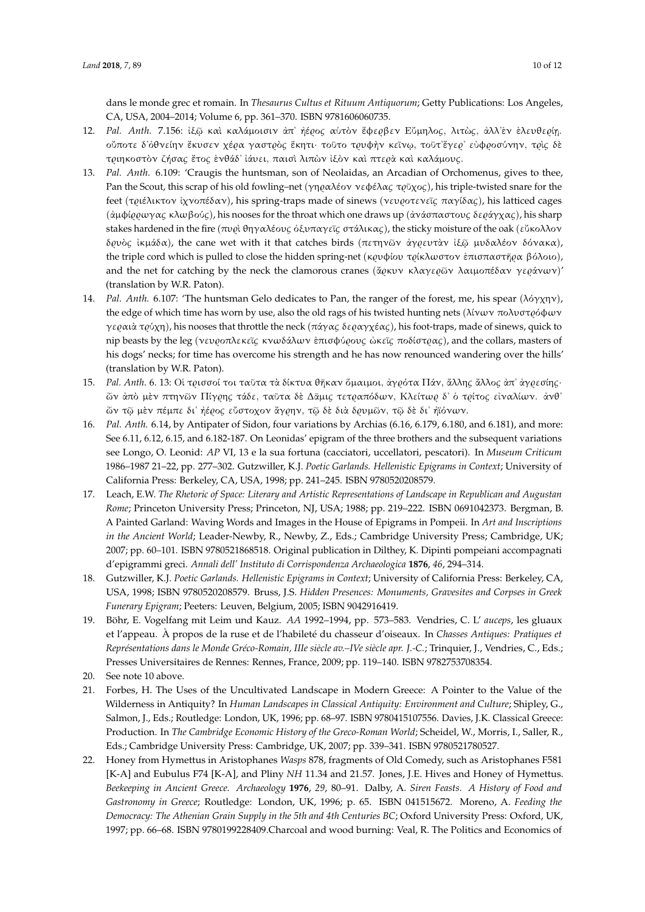dans le monde grec et romain. In *Thesaurus Cultus et Rituum Antiquorum*; Getty Publications: Los Angeles, CA, USA, 2004–2014; Volume 6, pp. 361–370. ISBN 9781606060735.

12. *Pal. Anth.* 7.156: ἰξῷ καὶ καλάμοισιν ἀπ᾿ ἠέρος αὑτὸν ἔφερβεν Εὔμηλος, λιτῶς, ἀλλ᾿ἐν ἐλευθερίῃ. οὔποτε δ᾿ὀθνείην ἔκυσεν χέρα γαστρὸς ἕκητι· τοῦτο τρυφὴν κεῖνῳ, τοῦτ᾿ἔγερ᾿ εὐφροσύνην, τρὶς δὲ τριηκοστὸν ζήσας ἔτος ἐνθάδ᾿ ἰαύει, παισὶ λιπὼν ἰξὸν καὶ πτερὰ καὶ καλάμους.
13. *Pal. Anth.* 6.109: 'Craugis the huntsman, son of Neolaidas, an Arcadian of Orchomenus, gives to thee, Pan the Scout, this scrap of his old fowling–net (γηραλέον νεφέλας τρῦχος), his triple-twisted snare for the feet (τριέλικτον ἰχνοπέδαν), his spring-traps made of sinews (νευροτενεῖς παγίδας), his latticed cages (ἀμφίρρωγας κλωβούς), his nooses for the throat which one draws up (ἀνάσπαστους δεράγχας), his sharp stakes hardened in the fire (πυρὶ θηγαλέους ὀξυπαγεῖς στάλικας), the sticky moisture of the oak (εὔκολλον δρυὸς ἰκμάδα), the cane wet with it that catches birds (πετηνῶν ἀγρευτὰν ἰξῷ μυδαλέον δόνακα), the triple cord which is pulled to close the hidden spring-net (κρυφίου τρίκλωστον ἐπισπαστῆρα βόλοιο), and the net for catching by the neck the clamorous cranes (ἄρκυν κλαγερῶν λαιμοπέδαν γεράνων)' (translation by W.R. Paton).
14. *Pal. Anth.* 6.107: 'The huntsman Gelo dedicates to Pan, the ranger of the forest, me, his spear (λόγχην), the edge of which time has worn by use, also the old rags of his twisted hunting nets (λίνων πολυστρόφων γεραιὰ τρύχη), his nooses that throttle the neck (πάγας δεραγχέας), his foot-traps, made of sinews, quick to nip beasts by the leg (νευροπλεκεῖς κνωδάλων ἐπισφύρους ὠκεῖς ποδίστρας), and the collars, masters of his dogs' necks; for time has overcome his strength and he has now renounced wandering over the hills' (translation by W.R. Paton).
15. *Pal. Anth.* 6. 13: Οἱ τρισσοί τοι ταῦτα τὰ δίκτυα θῆκαν ὅμαιμοι, ἀγρότα Πάν, ἄλλης ἄλλος ἀπ᾿ ἀγρεσίης· ὧν ἀπὸ μὲν πτηνῶν Πίγρης τάδε, ταῦτα δὲ Δᾶμις τετραπόδων, Κλείτωρ δ᾿ ὁ τρίτος εἰναλίων. ἀνθ᾿ ὧν τῷ μὲν πέμπε δι᾿ ἠέρος εὔστοχον ἄγρην, τῷ δὲ διὰ δρυμῶν, τῷ δὲ δι᾿ ἠϊόνων.
16. *Pal. Anth.* 6.14, by Antipater of Sidon, four variations by Archias (6.16, 6.179, 6.180, and 6.181), and more: See 6.11, 6.12, 6.15, and 6.182-187. On Leonidas' epigram of the three brothers and the subsequent variations see Longo, O. Leonid: *AP* VI, 13 e la sua fortuna (cacciatori, uccellatori, pescatori). In *Museum Criticum* 1986–1987 21–22, pp. 277–302. Gutzwiller, K.J. *Poetic Garlands. Hellenistic Epigrams in Context*; University of California Press: Berkeley, CA, USA, 1998; pp. 241–245. ISBN 9780520208579.
17. Leach, E.W. *The Rhetoric of Space: Literary and Artistic Representations of Landscape in Republican and Augustan Rome*; Princeton University Press; Princeton, NJ, USA; 1988; pp. 219–222. ISBN 0691042373. Bergman, B. A Painted Garland: Waving Words and Images in the House of Epigrams in Pompeii. In *Art and Inscriptions in the Ancient World*; Leader-Newby, R., Newby, Z., Eds.; Cambridge University Press; Cambridge, UK; 2007; pp. 60–101. ISBN 9780521868518. Original publication in Dilthey, K. Dipinti pompeiani accompagnati d'epigrammi greci. *Annali dell' Instituto di Corrispondenza Archaeologica* **1876**, *46*, 294–314.
18. Gutzwiller, K.J. *Poetic Garlands. Hellenistic Epigrams in Context*; University of California Press: Berkeley, CA, USA, 1998; ISBN 9780520208579. Bruss, J.S. *Hidden Presences: Monuments, Gravesites and Corpses in Greek Funerary Epigram*; Peeters: Leuven, Belgium, 2005; ISBN 9042916419.
19. Böhr, E. Vogelfang mit Leim und Kauz. *AA* 1992–1994, pp. 573–583. Vendries, C. L' *auceps*, les gluaux et l'appeau. À propos de la ruse et de l'habileté du chasseur d'oiseaux. In *Chasses Antiques: Pratiques et Représentations dans le Monde Gréco-Romain, IIIe siècle av.–IVe siècle apr. J.-C.*; Trinquier, J., Vendries, C., Eds.; Presses Universitaires de Rennes: Rennes, France, 2009; pp. 119–140. ISBN 9782753708354.
20. See note 10 above.
21. Forbes, H. The Uses of the Uncultivated Landscape in Modern Greece: A Pointer to the Value of the Wilderness in Antiquity? In *Human Landscapes in Classical Antiquity: Environment and Culture*; Shipley, G., Salmon, J., Eds.; Routledge: London, UK, 1996; pp. 68–97. ISBN 9780415107556. Davies, J.K. Classical Greece: Production. In *The Cambridge Economic History of the Greco-Roman World*; Scheidel, W., Morris, I., Saller, R., Eds.; Cambridge University Press: Cambridge, UK, 2007; pp. 339–341. ISBN 9780521780527.
22. Honey from Hymettus in Aristophanes *Wasps* 878, fragments of Old Comedy, such as Aristophanes F581 [K-A] and Eubulus F74 [K-A], and Pliny *NH* 11.34 and 21.57. Jones, J.E. Hives and Honey of Hymettus. *Beekeeping in Ancient Greece. Archaeology* **1976**, *29*, 80–91. Dalby, A. *Siren Feasts. A History of Food and Gastronomy in Greece*; Routledge: London, UK, 1996; p. 65. ISBN 041515672. Moreno, A. *Feeding the Democracy: The Athenian Grain Supply in the 5th and 4th Centuries BC*; Oxford University Press: Oxford, UK, 1997; pp. 66–68. ISBN 9780199228409.Charcoal and wood burning: Veal, R. The Politics and Economics of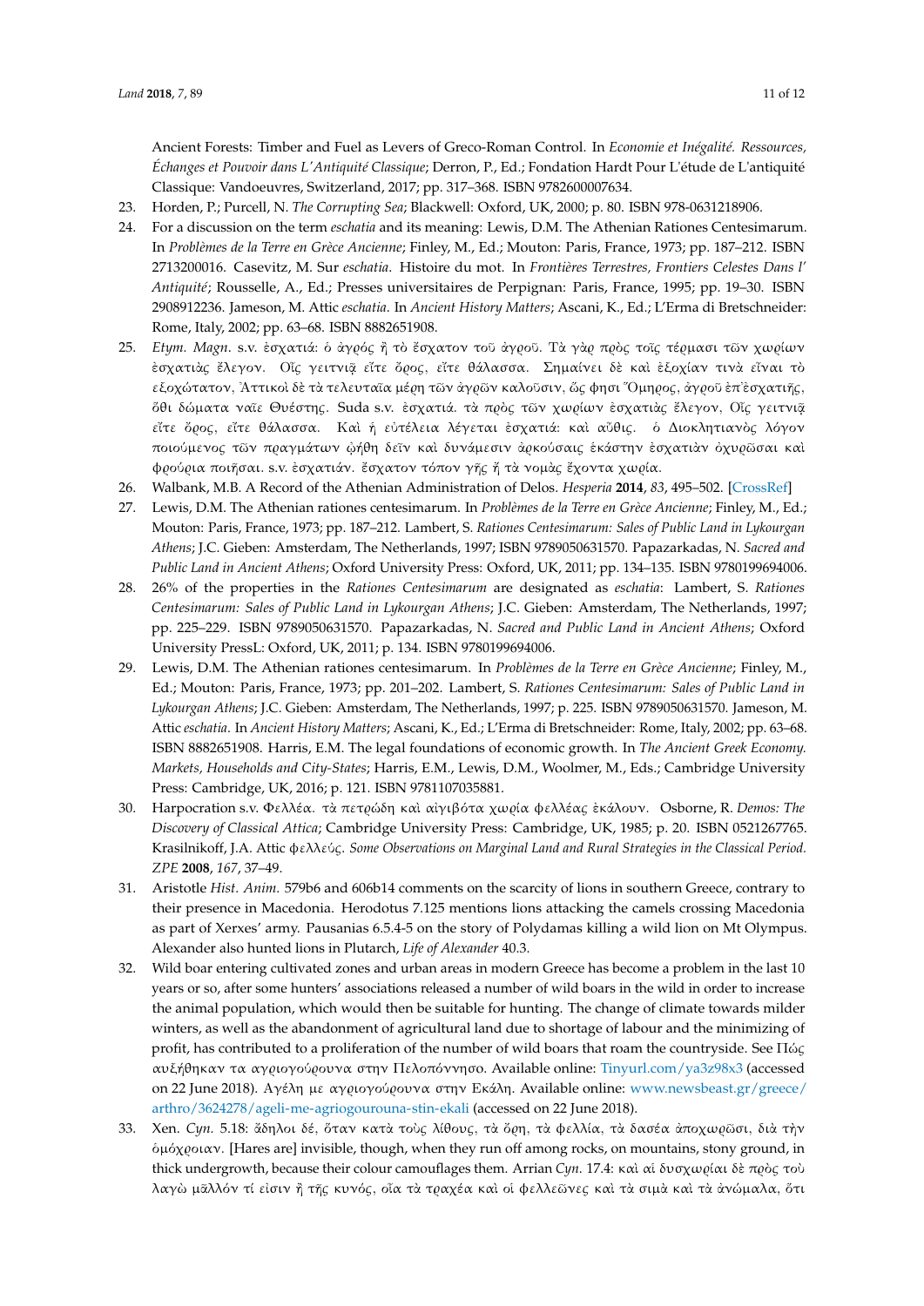Ancient Forests: Timber and Fuel as Levers of Greco-Roman Control. In *Economie et Inégalité. Ressources, Échanges et Pouvoir dans L'Antiquité Classique*; Derron, P., Ed.; Fondation Hardt Pour L'étude de L'antiquité Classique: Vandoeuvres, Switzerland, 2017; pp. 317–368. ISBN 9782600007634.

23. Horden, P.; Purcell, N. *The Corrupting Sea*; Blackwell: Oxford, UK, 2000; p. 80. ISBN 978-0631218906.
24. For a discussion on the term *eschatia* and its meaning: Lewis, D.M. The Athenian Rationes Centesimarum. In *Problèmes de la Terre en Grèce Ancienne*; Finley, M., Ed.; Mouton: Paris, France, 1973; pp. 187–212. ISBN 2713200016. Casevitz, M. Sur *eschatia*. Histoire du mot. In *Frontières Terrestres, Frontiers Celestes Dans l' Antiquité*; Rousselle, A., Ed.; Presses universitaires de Perpignan: Paris, France, 1995; pp. 19–30. ISBN 2908912236. Jameson, M. Attic *eschatia*. In *Ancient History Matters*; Ascani, K., Ed.; L'Erma di Bretschneider: Rome, Italy, 2002; pp. 63–68. ISBN 8882651908.
25. *Etym. Magn.* s.v. ἐσχατιά: ὁ ἀγρός ἢ τὸ ἔσχατον τοῦ ἀγροῦ. Τὰ γὰρ πρὸς τοῖς τέρμασι τῶν χωρίων ἐσχατιὰς ἔλεγον. Οἷς γειτνιᾷ εἴτε ὄρος, εἴτε θάλασσα. Σημαίνει δὲ καὶ ἐξοχίαν τινὰ εἶναι τὸ εξοχώτατον, Ἀττικοὶ δὲ τὰ τελευταῖα μέρη τῶν ἀγρῶν καλοῦσιν, ὥς φησι Ὅμηρος, ἀγροῦ ἐπ᾽ἐσχατιῆς, ὅθι δώματα ναῖε Θυέστης. Suda s.v. ἐσχατιά. τὰ πρὸς τῶν χωρίων ἐσχατιὰς ἔλεγον, Οἷς γειτνιᾷ εἴτε ὄρος, εἴτε θάλασσα. Καὶ ἡ εὐτέλεια λέγεται ἐσχατιά: καὶ αὖθις. ὁ Διοκλητιανὸς λόγον ποιούμενος τῶν πραγμάτων ᾠήθη δεῖν καὶ δυνάμεσιν ἀρκούσαις ἑκάστην ἐσχατιὰν ὀχυρῶσαι καὶ φρούρια ποιῆσαι. s.v. ἐσχατιάν. ἔσχατον τόπον γῆς ἢ τὰ νομὰς ἔχοντα χωρία.
26. Walbank, M.B. A Record of the Athenian Administration of Delos. *Hesperia* **2014**, *83*, 495–502. [CrossRef]
27. Lewis, D.M. The Athenian rationes centesimarum. In *Problèmes de la Terre en Grèce Ancienne*; Finley, M., Ed.; Mouton: Paris, France, 1973; pp. 187–212. Lambert, S. *Rationes Centesimarum: Sales of Public Land in Lykourgan Athens*; J.C. Gieben: Amsterdam, The Netherlands, 1997; ISBN 9789050631570. Papazarkadas, N. *Sacred and Public Land in Ancient Athens*; Oxford University Press: Oxford, UK, 2011; pp. 134–135. ISBN 9780199694006.
28. 26% of the properties in the *Rationes Centesimarum* are designated as *eschatia*: Lambert, S. *Rationes Centesimarum: Sales of Public Land in Lykourgan Athens*; J.C. Gieben: Amsterdam, The Netherlands, 1997; pp. 225–229. ISBN 9789050631570. Papazarkadas, N. *Sacred and Public Land in Ancient Athens*; Oxford University PressL: Oxford, UK, 2011; p. 134. ISBN 9780199694006.
29. Lewis, D.M. The Athenian rationes centesimarum. In *Problèmes de la Terre en Grèce Ancienne*; Finley, M., Ed.; Mouton: Paris, France, 1973; pp. 201–202. Lambert, S. *Rationes Centesimarum: Sales of Public Land in Lykourgan Athens*; J.C. Gieben: Amsterdam, The Netherlands, 1997; p. 225. ISBN 9789050631570. Jameson, M. Attic *eschatia*. In *Ancient History Matters*; Ascani, K., Ed.; L'Erma di Bretschneider: Rome, Italy, 2002; pp. 63–68. ISBN 8882651908. Harris, E.M. The legal foundations of economic growth. In *The Ancient Greek Economy. Markets, Households and City-States*; Harris, E.M., Lewis, D.M., Woolmer, M., Eds.; Cambridge University Press: Cambridge, UK, 2016; p. 121. ISBN 9781107035881.
30. Harpocration s.v. Φελλέα. τὰ πετρώδη καὶ αἰγιβότα χωρία φελλέας ἐκάλουν. Osborne, R. *Demos: The Discovery of Classical Attica*; Cambridge University Press: Cambridge, UK, 1985; p. 20. ISBN 0521267765. Krasilnikoff, J.A. Attic φελλεύς. *Some Observations on Marginal Land and Rural Strategies in the Classical Period. ZPE* **2008**, *167*, 37–49.
31. Aristotle *Hist. Anim.* 579b6 and 606b14 comments on the scarcity of lions in southern Greece, contrary to their presence in Macedonia. Herodotus 7.125 mentions lions attacking the camels crossing Macedonia as part of Xerxes' army. Pausanias 6.5.4-5 on the story of Polydamas killing a wild lion on Mt Olympus. Alexander also hunted lions in Plutarch, *Life of Alexander* 40.3.
32. Wild boar entering cultivated zones and urban areas in modern Greece has become a problem in the last 10 years or so, after some hunters' associations released a number of wild boars in the wild in order to increase the animal population, which would then be suitable for hunting. The change of climate towards milder winters, as well as the abandonment of agricultural land due to shortage of labour and the minimizing of profit, has contributed to a proliferation of the number of wild boars that roam the countryside. See Πώς αυξήθηκαν τα αγριογούρουνα στην Πελοπόννησο. Available online: Tinyurl.com/ya3z98x3 (accessed on 22 June 2018). Αγέλη με αγριογούρουνα στην Εκάλη. Available online: www.newsbeast.gr/greece/arthro/3624278/ageli-me-agriogourouna-stin-ekali (accessed on 22 June 2018).
33. Xen. *Cyn.* 5.18: ἄδηλοι δέ, ὅταν κατὰ τοὺς λίθους, τὰ ὄρη, τὰ φελλία, τὰ δασέα ἀποχωρῶσι, διὰ τὴν ὁμόχροιαν. [Hares are] invisible, though, when they run off among rocks, on mountains, stony ground, in thick undergrowth, because their colour camouflages them. Arrian *Cyn.* 17.4: καὶ αἱ δυσχωρίαι δὲ πρὸς τοὺ λαγὼ μᾶλλόν τί εἰσιν ἢ τῆς κυνός, οἷα τὰ τραχέα καὶ οἱ φελλεῶνες καὶ τὰ σιμὰ καὶ τὰ ἀνώμαλα, ὅτι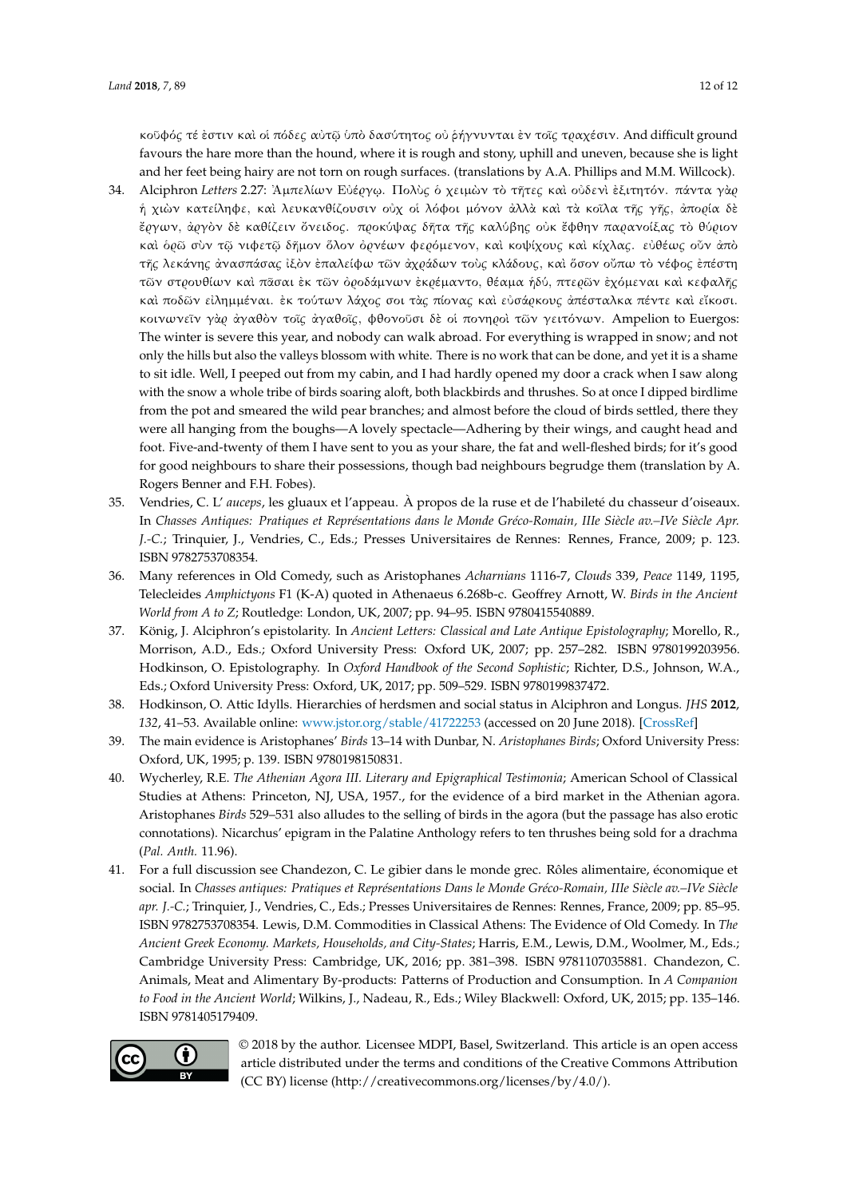κοῦφός τέ ἐστιν καὶ οἱ πόδες αὐτῷ ὑπὸ δασύτητος οὐ ῥήγνυνται ἐν τοῖς τραχέσιν. And difficult ground favours the hare more than the hound, where it is rough and stony, uphill and uneven, because she is light and her feet being hairy are not torn on rough surfaces. (translations by A.A. Phillips and M.M. Willcock).

34. Alciphron *Letters* 2.27: Ἀμπελίων Εὐέργῳ. Πολὺς ὁ χειμὼν τὸ τῆτες καὶ οὐδενὶ ἐξιτητόν. πάντα γὰρ ἡ χιὼν κατείληφε, καὶ λευκανθίζουσιν οὐχ οἱ λόφοι μόνον ἀλλὰ καὶ τὰ κοῖλα τῆς γῆς. ἀπορία δὲ ἔργων, ἀργὸν δὲ καθίζειν ὄνειδος. προκύψας δῆτα τῆς καλύβης οὐκ ἔφθην παρανοίξας τὸ θύριον καὶ ὁρῶ σὺν τῷ νιφετῷ δῆμον ὅλον ὀρνέων φερόμενον, καὶ κοψίχους καὶ κίχλας. εὐθέως οὖν ἀπὸ τῆς λεκάνης ἀνασπάσας ἰξὸν ἐπαλείφω τῶν ἀχράδων τοὺς κλάδους, καὶ ὅσον οὔπω τὸ νέφος ἐπέστη τῶν στρουθίων καὶ πᾶσαι ἐκ τῶν ὀροδάμνων ἐκρέμαντο, θέαμα ἡδύ, πτερῶν ἐχόμεναι καὶ κεφαλῆς καὶ ποδῶν εἰλημμέναι. ἐκ τούτων λάχος σοι τὰς πίονας καὶ εὐσάρκους ἀπέσταλκα πέντε καὶ εἴκοσι. κοινωνεῖν γὰρ ἀγαθὸν τοῖς ἀγαθοῖς, φθονοῦσι δὲ οἱ πονηροὶ τῶν γειτόνων. Ampelion to Euergos: The winter is severe this year, and nobody can walk abroad. For everything is wrapped in snow; and not only the hills but also the valleys blossom with white. There is no work that can be done, and yet it is a shame to sit idle. Well, I peeped out from my cabin, and I had hardly opened my door a crack when I saw along with the snow a whole tribe of birds soaring aloft, both blackbirds and thrushes. So at once I dipped birdlime from the pot and smeared the wild pear branches; and almost before the cloud of birds settled, there they were all hanging from the boughs—A lovely spectacle—Adhering by their wings, and caught head and foot. Five-and-twenty of them I have sent to you as your share, the fat and well-fleshed birds; for it's good for good neighbours to share their possessions, though bad neighbours begrudge them (translation by A. Rogers Benner and F.H. Fobes).
35. Vendries, C. L' *auceps*, les gluaux et l'appeau. À propos de la ruse et de l'habileté du chasseur d'oiseaux. In *Chasses Antiques: Pratiques et Représentations dans le Monde Gréco-Romain, IIIe Siècle av.–IVe Siècle Apr. J.-C.*; Trinquier, J., Vendries, C., Eds.; Presses Universitaires de Rennes: Rennes, France, 2009; p. 123. ISBN 9782753708354.
36. Many references in Old Comedy, such as Aristophanes *Acharnians* 1116-7, *Clouds* 339, *Peace* 1149, 1195, Telecleides *Amphictyons* F1 (K-A) quoted in Athenaeus 6.268b-c. Geoffrey Arnott, W. *Birds in the Ancient World from A to Z*; Routledge: London, UK, 2007; pp. 94–95. ISBN 9780415540889.
37. König, J. Alciphron's epistolarity. In *Ancient Letters: Classical and Late Antique Epistolography*; Morello, R., Morrison, A.D., Eds.; Oxford University Press: Oxford UK, 2007; pp. 257–282. ISBN 9780199203956. Hodkinson, O. Epistolography. In *Oxford Handbook of the Second Sophistic*; Richter, D.S., Johnson, W.A., Eds.; Oxford University Press: Oxford, UK, 2017; pp. 509–529. ISBN 9780199837472.
38. Hodkinson, O. Attic Idylls. Hierarchies of herdsmen and social status in Alciphron and Longus. *JHS* **2012**, *132*, 41–53. Available online: www.jstor.org/stable/41722253 (accessed on 20 June 2018). [CrossRef]
39. The main evidence is Aristophanes' *Birds* 13–14 with Dunbar, N. *Aristophanes Birds*; Oxford University Press: Oxford, UK, 1995; p. 139. ISBN 9780198150831.
40. Wycherley, R.E. *The Athenian Agora III. Literary and Epigraphical Testimonia*; American School of Classical Studies at Athens: Princeton, NJ, USA, 1957., for the evidence of a bird market in the Athenian agora. Aristophanes *Birds* 529–531 also alludes to the selling of birds in the agora (but the passage has also erotic connotations). Nicarchus' epigram in the Palatine Anthology refers to ten thrushes being sold for a drachma (*Pal. Anth.* 11.96).
41. For a full discussion see Chandezon, C. Le gibier dans le monde grec. Rôles alimentaire, économique et social. In *Chasses antiques: Pratiques et Représentations Dans le Monde Gréco-Romain, IIIe Siècle av.–IVe Siècle apr. J.-C.*; Trinquier, J., Vendries, C., Eds.; Presses Universitaires de Rennes: Rennes, France, 2009; pp. 85–95. ISBN 9782753708354. Lewis, D.M. Commodities in Classical Athens: The Evidence of Old Comedy. In *The Ancient Greek Economy. Markets, Households, and City-States*; Harris, E.M., Lewis, D.M., Woolmer, M., Eds.; Cambridge University Press: Cambridge, UK, 2016; pp. 381–398. ISBN 9781107035881. Chandezon, C. Animals, Meat and Alimentary By-products: Patterns of Production and Consumption. In *A Companion to Food in the Ancient World*; Wilkins, J., Nadeau, R., Eds.; Wiley Blackwell: Oxford, UK, 2015; pp. 135–146. ISBN 9781405179409.

© 2018 by the author. Licensee MDPI, Basel, Switzerland. This article is an open access article distributed under the terms and conditions of the Creative Commons Attribution (CC BY) license (http://creativecommons.org/licenses/by/4.0/).